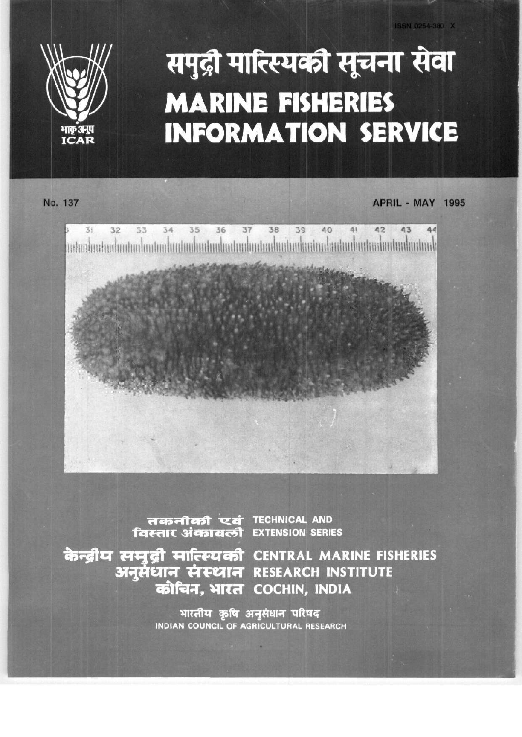ISSN 0254-380 X

भाकृअनुप
ICAR

# समुद्री मात्स्यिकी सूचना सेवा
# MARINE FISHERIES INFORMATION SERVICE

No. 137

APRIL - MAY 1995

तकनीकी एवं विस्तार अंकावली TECHNICAL AND EXTENSION SERIES

केन्द्रीय समुद्री मात्स्यिकी अनुसंधान संस्थान CENTRAL MARINE FISHERIES RESEARCH INSTITUTE
कोचिन, भारत COCHIN, INDIA

भारतीय कृषि अनुसंधान परिषद
INDIAN COUNCIL OF AGRICULTURAL RESEARCH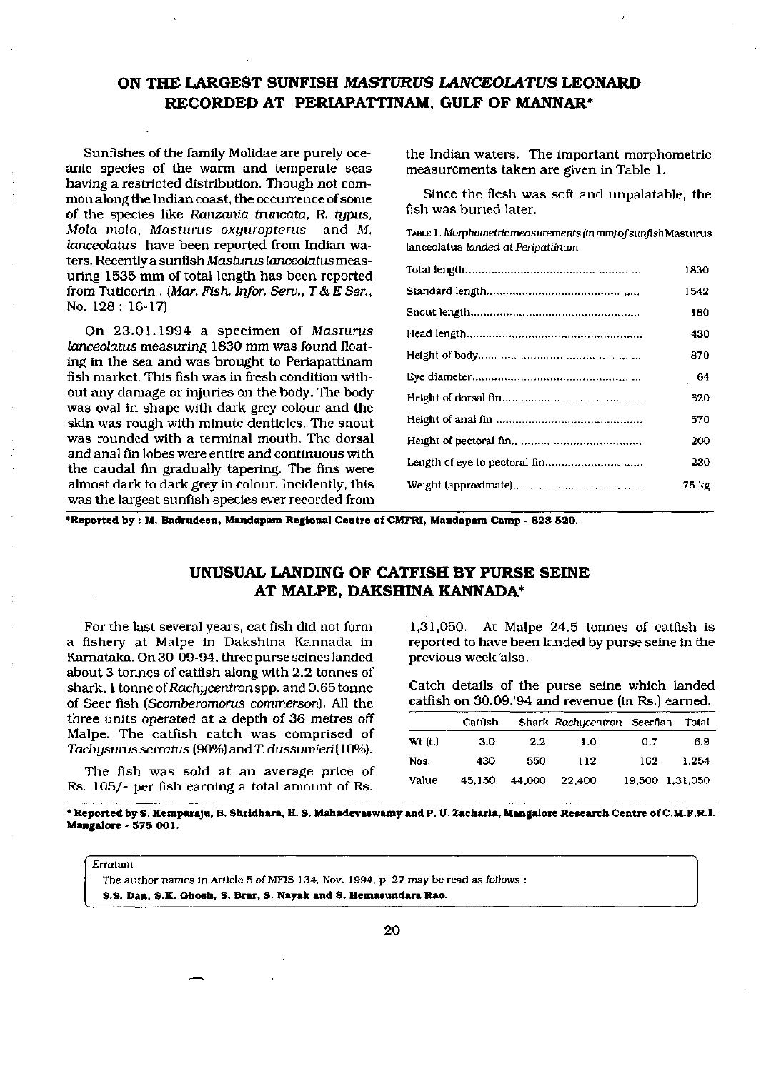## ON THE LARGEST SUNFISH *MASTURUS LANCEOLATUS* LEONARD RECORDED AT PERIAPATTINAM, GULF OF MANNAR*

Sunfishes of the family Molidae are purely oceanic species of the warm and temperate seas having a restricted distribution. Though not common along the Indian coast, the occurrence of some of the species like *Ranzania truncata*, *R. typus*, *Mola mola*, *Masturus oxyuropterus* and *M. lanceolatus* have been reported from Indian waters. Recently a sunfish *Masturus lanceolatus* measuring 1535 mm of total length has been reported from Tuticorin . (*Mar. Fish. Infor. Serv., T & E Ser.*, No. 128 : 16-17)

On 23.01.1994 a specimen of *Masturus lanceolatus* measuring 1830 mm was found floating in the sea and was brought to Periapattinam fish market. This fish was in fresh condition without any damage or injuries on the body. The body was oval in shape with dark grey colour and the skin was rough with minute denticles. The snout was rounded with a terminal mouth. The dorsal and anal fin lobes were entire and continuous with the caudal fin gradually tapering. The fins were almost dark to dark grey in colour. Incidently, this was the largest sunfish species ever recorded from the Indian waters. The important morphometric measurements taken are given in Table 1.

Since the flesh was soft and unpalatable, the fish was buried later.

TABLE 1. *Morphometric measurements (in mm) of sunfish* Masturus lanceolatus *landed at Periapattinam*

| | |
|---|---|
| Total length | 1830 |
| Standard length | 1542 |
| Snout length | 180 |
| Head length | 430 |
| Height of body | 870 |
| Eye diameter | 64 |
| Height of dorsal fin | 620 |
| Height of anal fin | 570 |
| Height of pectoral fin | 200 |
| Length of eye to pectoral fin | 230 |
| Weight (approximate) | 75 kg |

**\*Reported by : M. Badrudeen, Mandapam Regional Centre of CMFRI, Mandapam Camp - 623 520.**

## UNUSUAL LANDING OF CATFISH BY PURSE SEINE AT MALPE, DAKSHINA KANNADA*

For the last several years, cat fish did not form a fishery at Malpe in Dakshina Kannada in Karnataka. On 30-09-94, three purse seines landed about 3 tonnes of catfish along with 2.2 tonnes of shark, 1 tonne of *Rachycentron* spp. and 0.65 tonne of Seer fish (*Scomberomorus commerson*). All the three units operated at a depth of 36 metres off Malpe. The catfish catch was comprised of *Tachysurus serratus* (90%) and *T. dussumieri* (10%).

The fish was sold at an average price of Rs. 105/- per fish earning a total amount of Rs. 1,31,050. At Malpe 24.5 tonnes of catfish is reported to have been landed by purse seine in the previous week also.

Catch details of the purse seine which landed catfish on 30.09.'94 and revenue (in Rs.) earned.

| | Catfish | Shark | *Rachycentron* | Seerfish | Total |
|---|---|---|---|---|---|
| Wt.(t.) | 3.0 | 2.2 | 1.0 | 0.7 | 6.9 |
| Nos. | 430 | 550 | 112 | 162 | 1,254 |
| Value | 45,150 | 44,000 | 22,400 | 19,500 | 1,31,050 |

**\* Reported by S. Kemparaju, B. Shridhara, H. S. Mahadevaswamy and P. U. Zacharia, Mangalore Research Centre of C.M.F.R.I. Mangalore - 575 001.**

*Erratum*

The author names in Article 5 of MFIS 134, Nov. 1994, p. 27 may be read as follows :

**S.S. Dan, S.K. Ghosh, S. Brar, S. Nayak and S. Hemasundara Rao.**